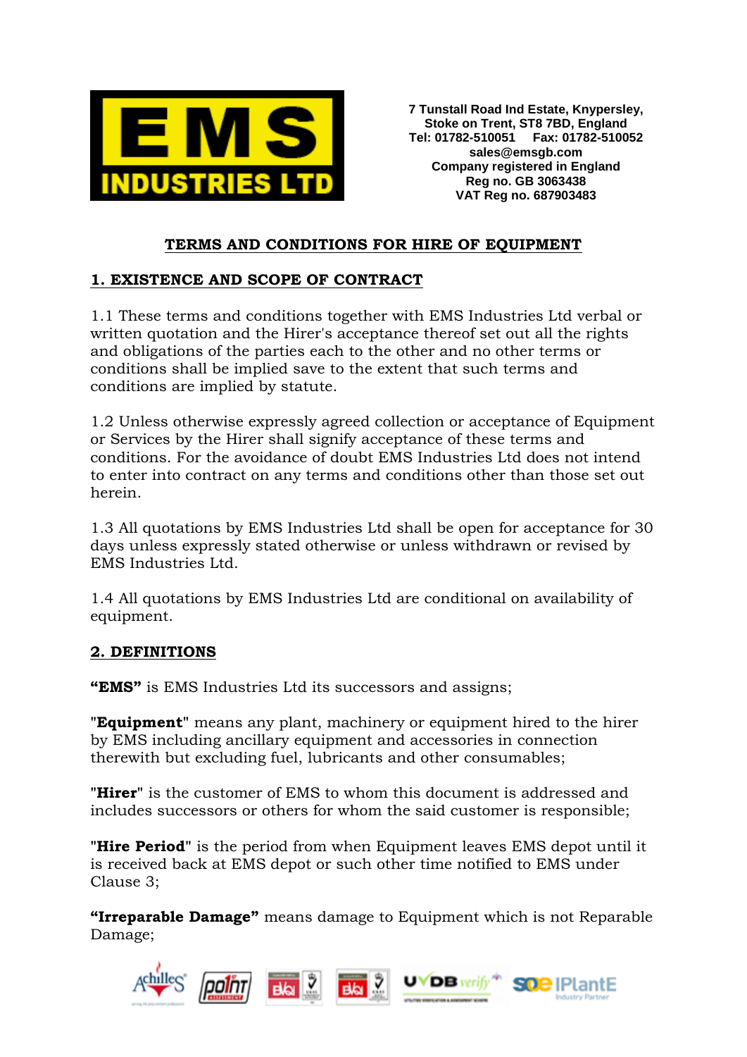**EMS INDUSTRIES LTD**

**7 Tunstall Road Ind Estate, Knypersley,**
**Stoke on Trent, ST8 7BD, England**
**Tel: 01782-510051 Fax: 01782-510052**
**sales@emsgb.com**
**Company registered in England**
**Reg no. GB 3063438**
**VAT Reg no. 687903483**

# TERMS AND CONDITIONS FOR HIRE OF EQUIPMENT

## 1. EXISTENCE AND SCOPE OF CONTRACT

1.1 These terms and conditions together with EMS Industries Ltd verbal or written quotation and the Hirer's acceptance thereof set out all the rights and obligations of the parties each to the other and no other terms or conditions shall be implied save to the extent that such terms and conditions are implied by statute.

1.2 Unless otherwise expressly agreed collection or acceptance of Equipment or Services by the Hirer shall signify acceptance of these terms and conditions. For the avoidance of doubt EMS Industries Ltd does not intend to enter into contract on any terms and conditions other than those set out herein.

1.3 All quotations by EMS Industries Ltd shall be open for acceptance for 30 days unless expressly stated otherwise or unless withdrawn or revised by EMS Industries Ltd.

1.4 All quotations by EMS Industries Ltd are conditional on availability of equipment.

## 2. DEFINITIONS

**"EMS"** is EMS Industries Ltd its successors and assigns;

"**Equipment**" means any plant, machinery or equipment hired to the hirer by EMS including ancillary equipment and accessories in connection therewith but excluding fuel, lubricants and other consumables;

"**Hirer**" is the customer of EMS to whom this document is addressed and includes successors or others for whom the said customer is responsible;

"**Hire Period**" is the period from when Equipment leaves EMS depot until it is received back at EMS depot or such other time notified to EMS under Clause 3;

**"Irreparable Damage"** means damage to Equipment which is not Reparable Damage;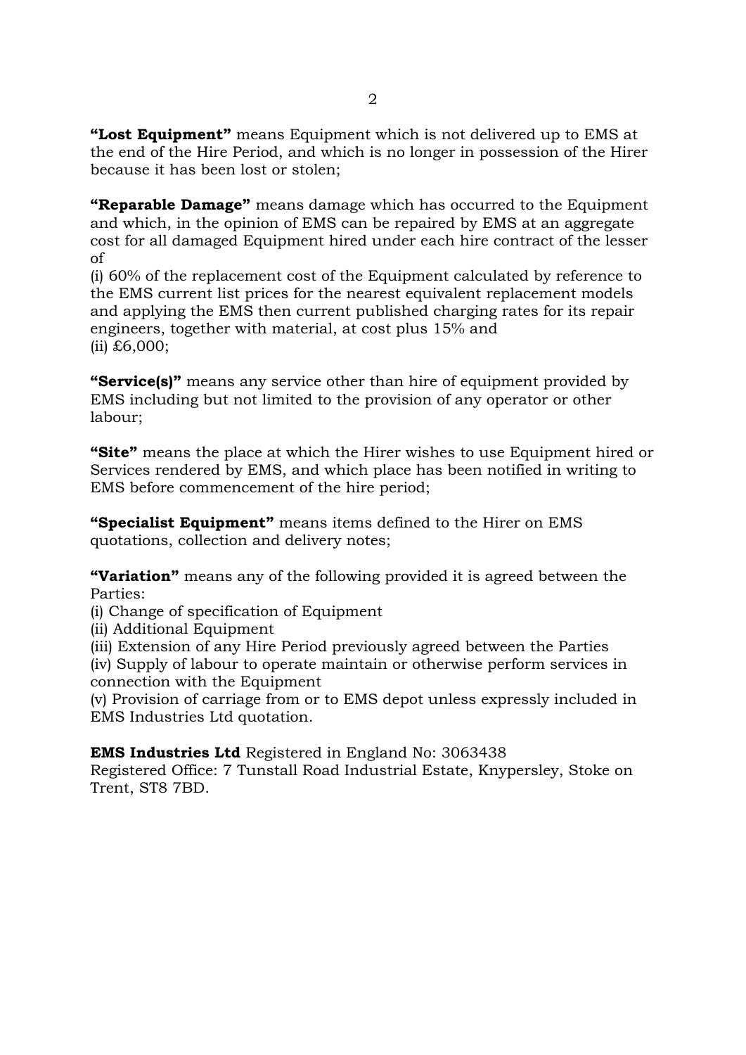**"Lost Equipment"** means Equipment which is not delivered up to EMS at the end of the Hire Period, and which is no longer in possession of the Hirer because it has been lost or stolen;

**"Reparable Damage"** means damage which has occurred to the Equipment and which, in the opinion of EMS can be repaired by EMS at an aggregate cost for all damaged Equipment hired under each hire contract of the lesser of
(i) 60% of the replacement cost of the Equipment calculated by reference to the EMS current list prices for the nearest equivalent replacement models and applying the EMS then current published charging rates for its repair engineers, together with material, at cost plus 15% and
(ii) £6,000;

**"Service(s)"** means any service other than hire of equipment provided by EMS including but not limited to the provision of any operator or other labour;

**"Site"** means the place at which the Hirer wishes to use Equipment hired or Services rendered by EMS, and which place has been notified in writing to EMS before commencement of the hire period;

**"Specialist Equipment"** means items defined to the Hirer on EMS quotations, collection and delivery notes;

**"Variation"** means any of the following provided it is agreed between the Parties:
(i) Change of specification of Equipment
(ii) Additional Equipment
(iii) Extension of any Hire Period previously agreed between the Parties
(iv) Supply of labour to operate maintain or otherwise perform services in connection with the Equipment
(v) Provision of carriage from or to EMS depot unless expressly included in EMS Industries Ltd quotation.

**EMS Industries Ltd** Registered in England No: 3063438
Registered Office: 7 Tunstall Road Industrial Estate, Knypersley, Stoke on Trent, ST8 7BD.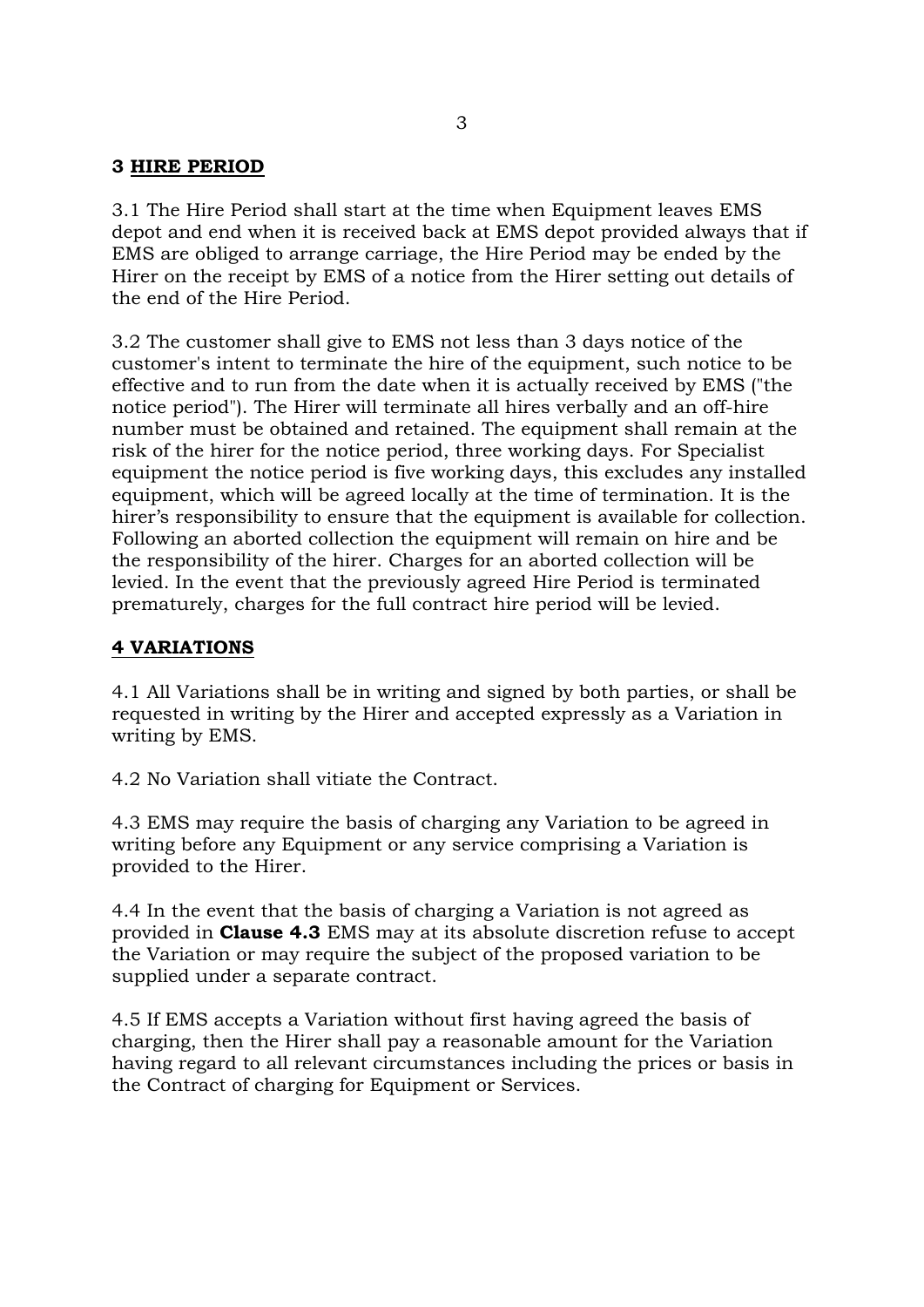## 3 HIRE PERIOD

3.1 The Hire Period shall start at the time when Equipment leaves EMS depot and end when it is received back at EMS depot provided always that if EMS are obliged to arrange carriage, the Hire Period may be ended by the Hirer on the receipt by EMS of a notice from the Hirer setting out details of the end of the Hire Period.

3.2 The customer shall give to EMS not less than 3 days notice of the customer's intent to terminate the hire of the equipment, such notice to be effective and to run from the date when it is actually received by EMS ("the notice period"). The Hirer will terminate all hires verbally and an off-hire number must be obtained and retained. The equipment shall remain at the risk of the hirer for the notice period, three working days. For Specialist equipment the notice period is five working days, this excludes any installed equipment, which will be agreed locally at the time of termination. It is the hirer's responsibility to ensure that the equipment is available for collection. Following an aborted collection the equipment will remain on hire and be the responsibility of the hirer. Charges for an aborted collection will be levied. In the event that the previously agreed Hire Period is terminated prematurely, charges for the full contract hire period will be levied.

## 4 VARIATIONS

4.1 All Variations shall be in writing and signed by both parties, or shall be requested in writing by the Hirer and accepted expressly as a Variation in writing by EMS.

4.2 No Variation shall vitiate the Contract.

4.3 EMS may require the basis of charging any Variation to be agreed in writing before any Equipment or any service comprising a Variation is provided to the Hirer.

4.4 In the event that the basis of charging a Variation is not agreed as provided in **Clause 4.3** EMS may at its absolute discretion refuse to accept the Variation or may require the subject of the proposed variation to be supplied under a separate contract.

4.5 If EMS accepts a Variation without first having agreed the basis of charging, then the Hirer shall pay a reasonable amount for the Variation having regard to all relevant circumstances including the prices or basis in the Contract of charging for Equipment or Services.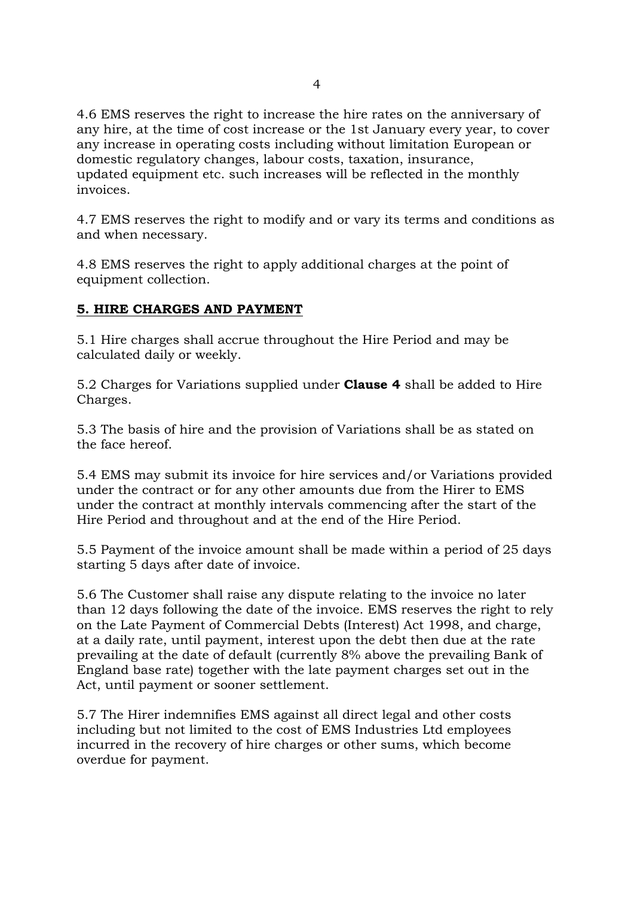4.6 EMS reserves the right to increase the hire rates on the anniversary of any hire, at the time of cost increase or the 1st January every year, to cover any increase in operating costs including without limitation European or domestic regulatory changes, labour costs, taxation, insurance, updated equipment etc. such increases will be reflected in the monthly invoices.

4.7 EMS reserves the right to modify and or vary its terms and conditions as and when necessary.

4.8 EMS reserves the right to apply additional charges at the point of equipment collection.

## 5. HIRE CHARGES AND PAYMENT

5.1 Hire charges shall accrue throughout the Hire Period and may be calculated daily or weekly.

5.2 Charges for Variations supplied under **Clause 4** shall be added to Hire Charges.

5.3 The basis of hire and the provision of Variations shall be as stated on the face hereof.

5.4 EMS may submit its invoice for hire services and/or Variations provided under the contract or for any other amounts due from the Hirer to EMS under the contract at monthly intervals commencing after the start of the Hire Period and throughout and at the end of the Hire Period.

5.5 Payment of the invoice amount shall be made within a period of 25 days starting 5 days after date of invoice.

5.6 The Customer shall raise any dispute relating to the invoice no later than 12 days following the date of the invoice. EMS reserves the right to rely on the Late Payment of Commercial Debts (Interest) Act 1998, and charge, at a daily rate, until payment, interest upon the debt then due at the rate prevailing at the date of default (currently 8% above the prevailing Bank of England base rate) together with the late payment charges set out in the Act, until payment or sooner settlement.

5.7 The Hirer indemnifies EMS against all direct legal and other costs including but not limited to the cost of EMS Industries Ltd employees incurred in the recovery of hire charges or other sums, which become overdue for payment.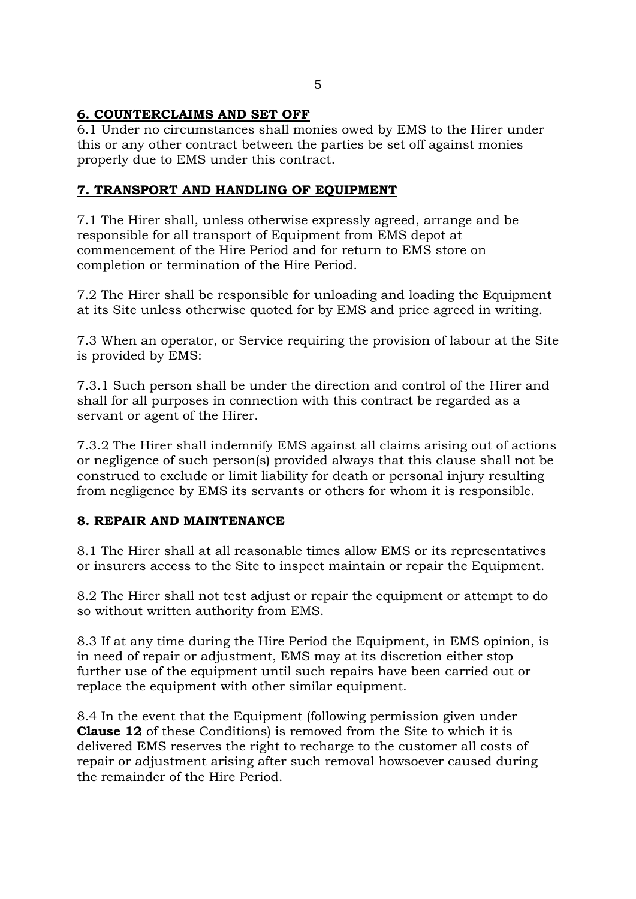## 6. COUNTERCLAIMS AND SET OFF

6.1 Under no circumstances shall monies owed by EMS to the Hirer under this or any other contract between the parties be set off against monies properly due to EMS under this contract.

## 7. TRANSPORT AND HANDLING OF EQUIPMENT

7.1 The Hirer shall, unless otherwise expressly agreed, arrange and be responsible for all transport of Equipment from EMS depot at commencement of the Hire Period and for return to EMS store on completion or termination of the Hire Period.

7.2 The Hirer shall be responsible for unloading and loading the Equipment at its Site unless otherwise quoted for by EMS and price agreed in writing.

7.3 When an operator, or Service requiring the provision of labour at the Site is provided by EMS:

7.3.1 Such person shall be under the direction and control of the Hirer and shall for all purposes in connection with this contract be regarded as a servant or agent of the Hirer.

7.3.2 The Hirer shall indemnify EMS against all claims arising out of actions or negligence of such person(s) provided always that this clause shall not be construed to exclude or limit liability for death or personal injury resulting from negligence by EMS its servants or others for whom it is responsible.

## 8. REPAIR AND MAINTENANCE

8.1 The Hirer shall at all reasonable times allow EMS or its representatives or insurers access to the Site to inspect maintain or repair the Equipment.

8.2 The Hirer shall not test adjust or repair the equipment or attempt to do so without written authority from EMS.

8.3 If at any time during the Hire Period the Equipment, in EMS opinion, is in need of repair or adjustment, EMS may at its discretion either stop further use of the equipment until such repairs have been carried out or replace the equipment with other similar equipment.

8.4 In the event that the Equipment (following permission given under **Clause 12** of these Conditions) is removed from the Site to which it is delivered EMS reserves the right to recharge to the customer all costs of repair or adjustment arising after such removal howsoever caused during the remainder of the Hire Period.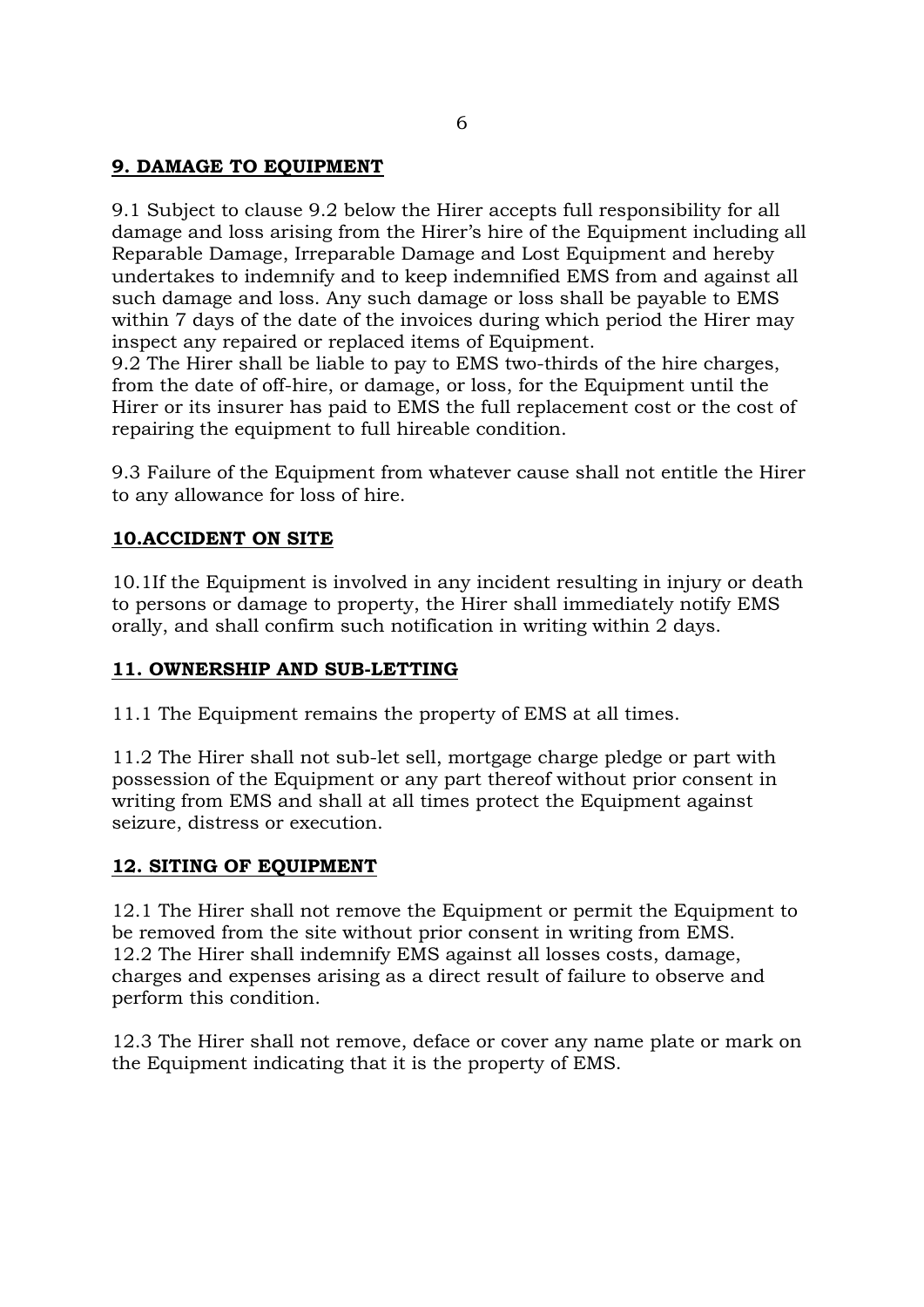## 9. DAMAGE TO EQUIPMENT

9.1 Subject to clause 9.2 below the Hirer accepts full responsibility for all damage and loss arising from the Hirer's hire of the Equipment including all Reparable Damage, Irreparable Damage and Lost Equipment and hereby undertakes to indemnify and to keep indemnified EMS from and against all such damage and loss. Any such damage or loss shall be payable to EMS within 7 days of the date of the invoices during which period the Hirer may inspect any repaired or replaced items of Equipment.

9.2 The Hirer shall be liable to pay to EMS two-thirds of the hire charges, from the date of off-hire, or damage, or loss, for the Equipment until the Hirer or its insurer has paid to EMS the full replacement cost or the cost of repairing the equipment to full hireable condition.

9.3 Failure of the Equipment from whatever cause shall not entitle the Hirer to any allowance for loss of hire.

## 10.ACCIDENT ON SITE

10.1If the Equipment is involved in any incident resulting in injury or death to persons or damage to property, the Hirer shall immediately notify EMS orally, and shall confirm such notification in writing within 2 days.

## 11. OWNERSHIP AND SUB-LETTING

11.1 The Equipment remains the property of EMS at all times.

11.2 The Hirer shall not sub-let sell, mortgage charge pledge or part with possession of the Equipment or any part thereof without prior consent in writing from EMS and shall at all times protect the Equipment against seizure, distress or execution.

## 12. SITING OF EQUIPMENT

12.1 The Hirer shall not remove the Equipment or permit the Equipment to be removed from the site without prior consent in writing from EMS.

12.2 The Hirer shall indemnify EMS against all losses costs, damage, charges and expenses arising as a direct result of failure to observe and perform this condition.

12.3 The Hirer shall not remove, deface or cover any name plate or mark on the Equipment indicating that it is the property of EMS.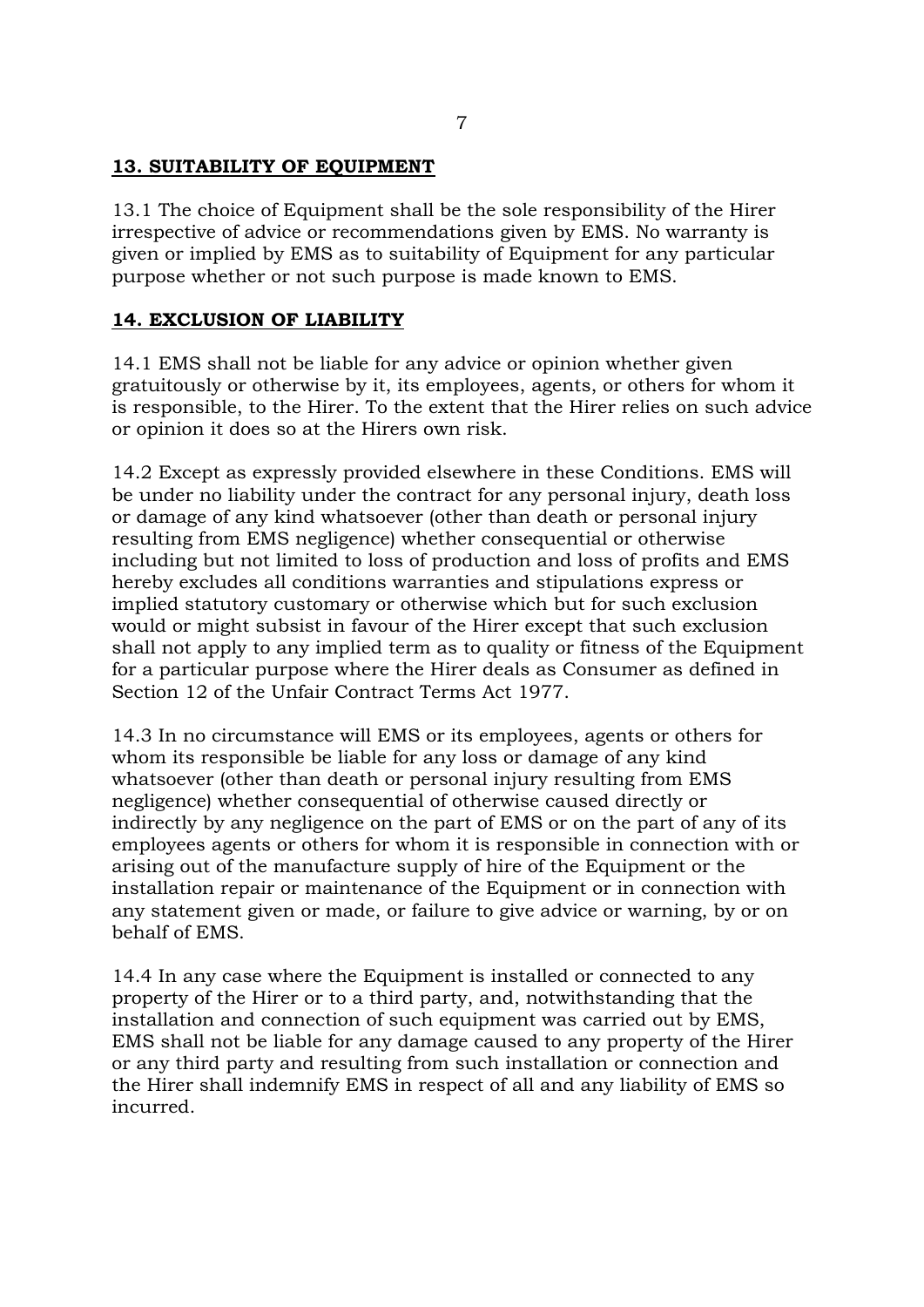## 13. SUITABILITY OF EQUIPMENT

13.1 The choice of Equipment shall be the sole responsibility of the Hirer irrespective of advice or recommendations given by EMS. No warranty is given or implied by EMS as to suitability of Equipment for any particular purpose whether or not such purpose is made known to EMS.

## 14. EXCLUSION OF LIABILITY

14.1 EMS shall not be liable for any advice or opinion whether given gratuitously or otherwise by it, its employees, agents, or others for whom it is responsible, to the Hirer. To the extent that the Hirer relies on such advice or opinion it does so at the Hirers own risk.

14.2 Except as expressly provided elsewhere in these Conditions. EMS will be under no liability under the contract for any personal injury, death loss or damage of any kind whatsoever (other than death or personal injury resulting from EMS negligence) whether consequential or otherwise including but not limited to loss of production and loss of profits and EMS hereby excludes all conditions warranties and stipulations express or implied statutory customary or otherwise which but for such exclusion would or might subsist in favour of the Hirer except that such exclusion shall not apply to any implied term as to quality or fitness of the Equipment for a particular purpose where the Hirer deals as Consumer as defined in Section 12 of the Unfair Contract Terms Act 1977.

14.3 In no circumstance will EMS or its employees, agents or others for whom its responsible be liable for any loss or damage of any kind whatsoever (other than death or personal injury resulting from EMS negligence) whether consequential of otherwise caused directly or indirectly by any negligence on the part of EMS or on the part of any of its employees agents or others for whom it is responsible in connection with or arising out of the manufacture supply of hire of the Equipment or the installation repair or maintenance of the Equipment or in connection with any statement given or made, or failure to give advice or warning, by or on behalf of EMS.

14.4 In any case where the Equipment is installed or connected to any property of the Hirer or to a third party, and, notwithstanding that the installation and connection of such equipment was carried out by EMS, EMS shall not be liable for any damage caused to any property of the Hirer or any third party and resulting from such installation or connection and the Hirer shall indemnify EMS in respect of all and any liability of EMS so incurred.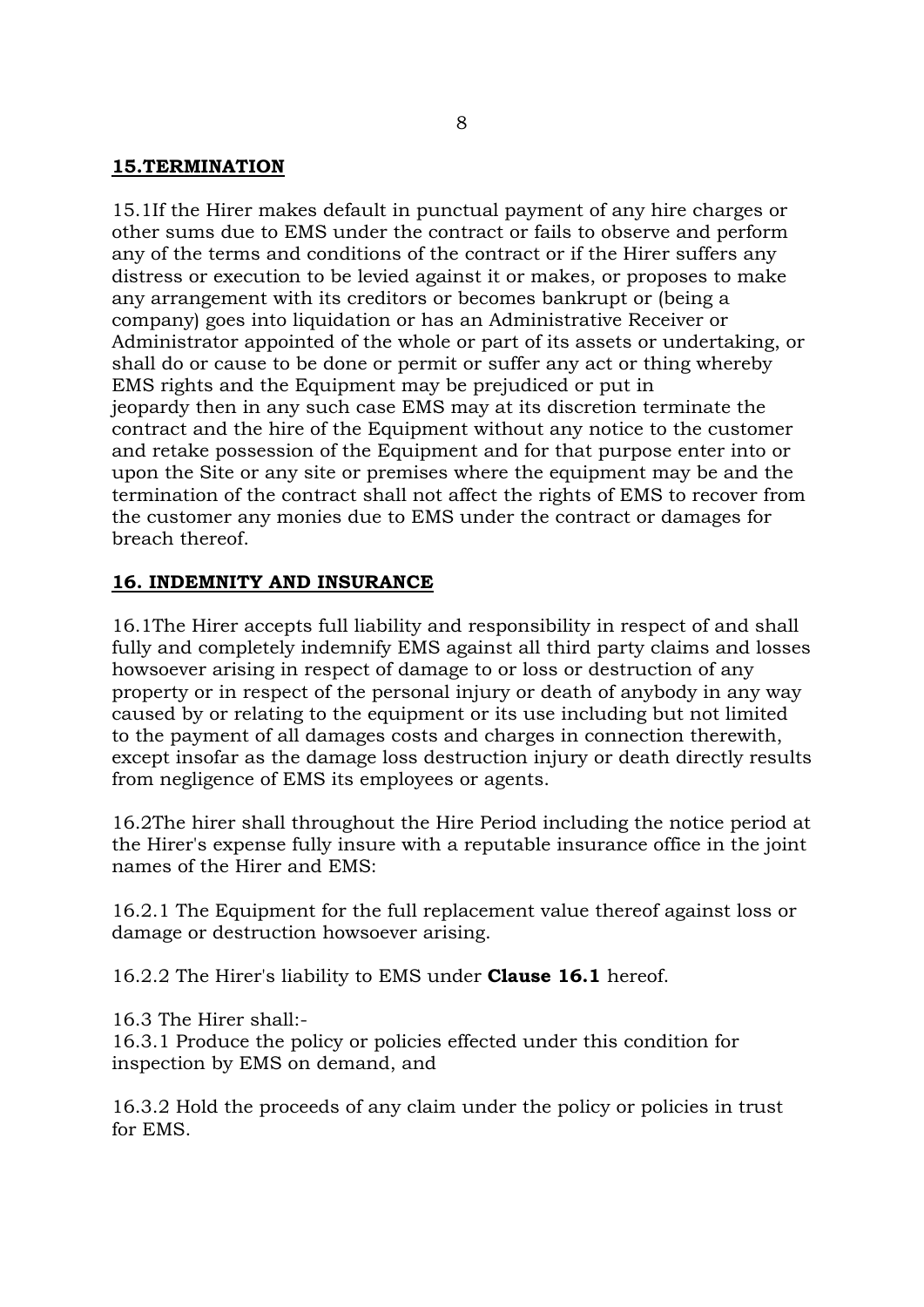## **15.TERMINATION**

15.1If the Hirer makes default in punctual payment of any hire charges or other sums due to EMS under the contract or fails to observe and perform any of the terms and conditions of the contract or if the Hirer suffers any distress or execution to be levied against it or makes, or proposes to make any arrangement with its creditors or becomes bankrupt or (being a company) goes into liquidation or has an Administrative Receiver or Administrator appointed of the whole or part of its assets or undertaking, or shall do or cause to be done or permit or suffer any act or thing whereby EMS rights and the Equipment may be prejudiced or put in jeopardy then in any such case EMS may at its discretion terminate the contract and the hire of the Equipment without any notice to the customer and retake possession of the Equipment and for that purpose enter into or upon the Site or any site or premises where the equipment may be and the termination of the contract shall not affect the rights of EMS to recover from the customer any monies due to EMS under the contract or damages for breach thereof.

## **16. INDEMNITY AND INSURANCE**

16.1The Hirer accepts full liability and responsibility in respect of and shall fully and completely indemnify EMS against all third party claims and losses howsoever arising in respect of damage to or loss or destruction of any property or in respect of the personal injury or death of anybody in any way caused by or relating to the equipment or its use including but not limited to the payment of all damages costs and charges in connection therewith, except insofar as the damage loss destruction injury or death directly results from negligence of EMS its employees or agents.

16.2The hirer shall throughout the Hire Period including the notice period at the Hirer's expense fully insure with a reputable insurance office in the joint names of the Hirer and EMS:

16.2.1 The Equipment for the full replacement value thereof against loss or damage or destruction howsoever arising.

16.2.2 The Hirer's liability to EMS under **Clause 16.1** hereof.

16.3 The Hirer shall:-
16.3.1 Produce the policy or policies effected under this condition for inspection by EMS on demand, and

16.3.2 Hold the proceeds of any claim under the policy or policies in trust for EMS.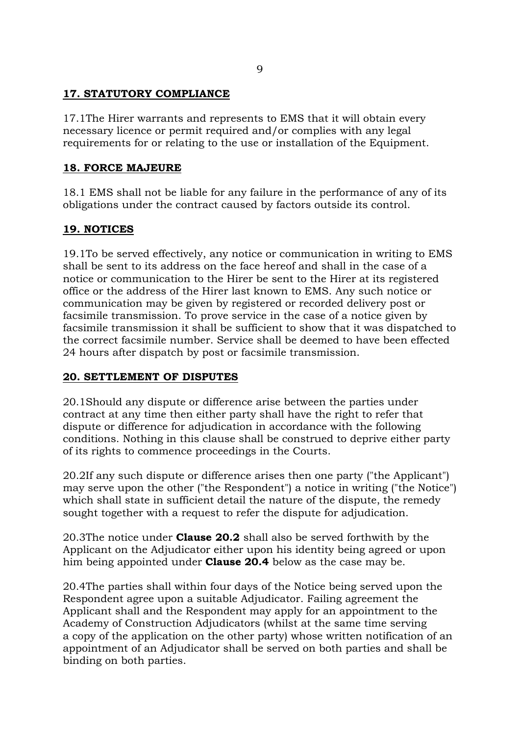## 17. STATUTORY COMPLIANCE

17.1The Hirer warrants and represents to EMS that it will obtain every necessary licence or permit required and/or complies with any legal requirements for or relating to the use or installation of the Equipment.

## 18. FORCE MAJEURE

18.1 EMS shall not be liable for any failure in the performance of any of its obligations under the contract caused by factors outside its control.

## 19. NOTICES

19.1To be served effectively, any notice or communication in writing to EMS shall be sent to its address on the face hereof and shall in the case of a notice or communication to the Hirer be sent to the Hirer at its registered office or the address of the Hirer last known to EMS. Any such notice or communication may be given by registered or recorded delivery post or facsimile transmission. To prove service in the case of a notice given by facsimile transmission it shall be sufficient to show that it was dispatched to the correct facsimile number. Service shall be deemed to have been effected 24 hours after dispatch by post or facsimile transmission.

## 20. SETTLEMENT OF DISPUTES

20.1Should any dispute or difference arise between the parties under contract at any time then either party shall have the right to refer that dispute or difference for adjudication in accordance with the following conditions. Nothing in this clause shall be construed to deprive either party of its rights to commence proceedings in the Courts.

20.2If any such dispute or difference arises then one party ("the Applicant") may serve upon the other ("the Respondent") a notice in writing ("the Notice") which shall state in sufficient detail the nature of the dispute, the remedy sought together with a request to refer the dispute for adjudication.

20.3The notice under **Clause 20.2** shall also be served forthwith by the Applicant on the Adjudicator either upon his identity being agreed or upon him being appointed under **Clause 20.4** below as the case may be.

20.4The parties shall within four days of the Notice being served upon the Respondent agree upon a suitable Adjudicator. Failing agreement the Applicant shall and the Respondent may apply for an appointment to the Academy of Construction Adjudicators (whilst at the same time serving a copy of the application on the other party) whose written notification of an appointment of an Adjudicator shall be served on both parties and shall be binding on both parties.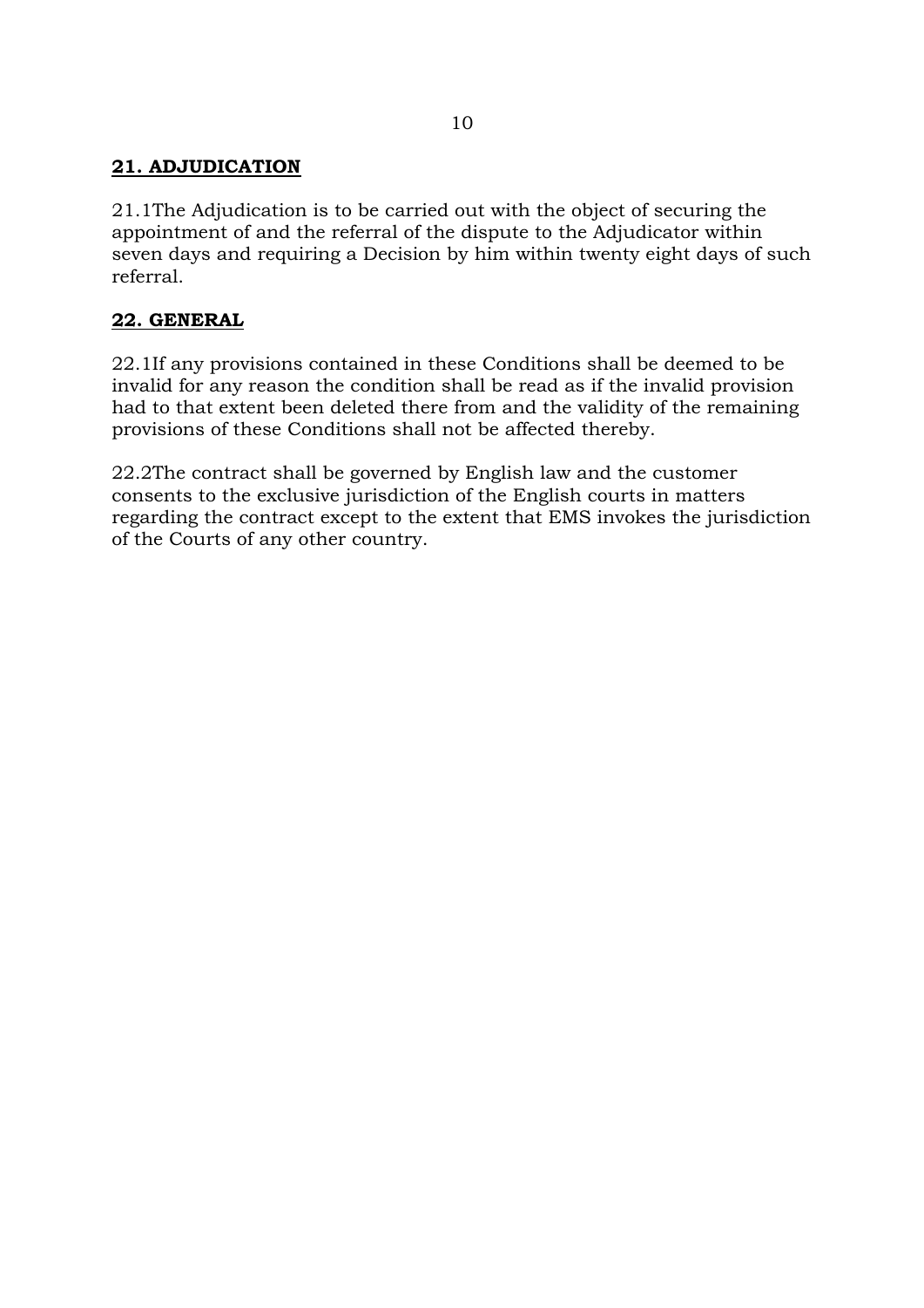## 21. ADJUDICATION

21.1The Adjudication is to be carried out with the object of securing the appointment of and the referral of the dispute to the Adjudicator within seven days and requiring a Decision by him within twenty eight days of such referral.

## 22. GENERAL

22.1If any provisions contained in these Conditions shall be deemed to be invalid for any reason the condition shall be read as if the invalid provision had to that extent been deleted there from and the validity of the remaining provisions of these Conditions shall not be affected thereby.

22.2The contract shall be governed by English law and the customer consents to the exclusive jurisdiction of the English courts in matters regarding the contract except to the extent that EMS invokes the jurisdiction of the Courts of any other country.